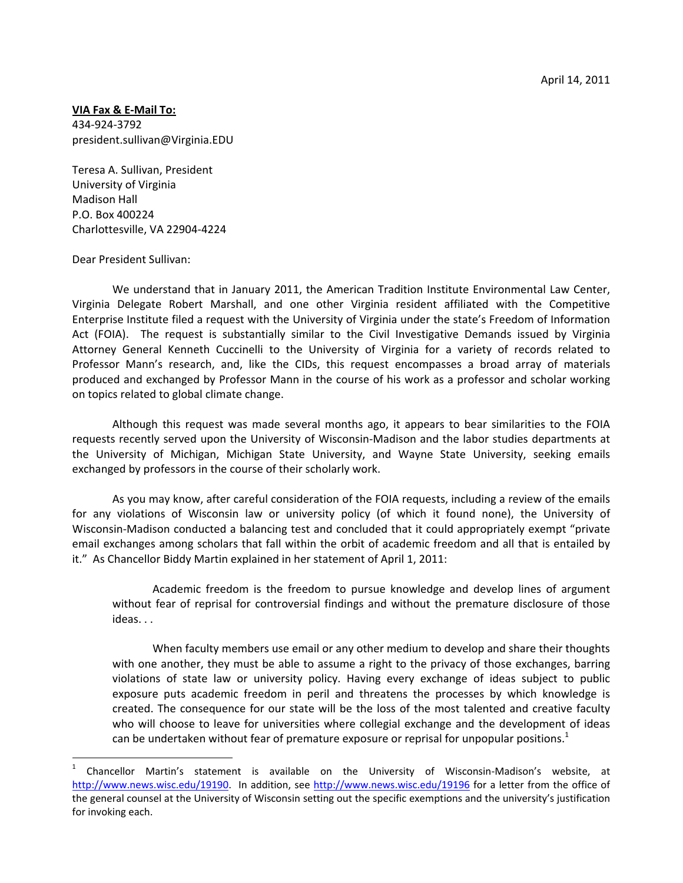April 14, 2011

**<u>VIA Fax & E-Mail To:</u>**
434-924-3792
president.sullivan@Virginia.EDU

Teresa A. Sullivan, President
University of Virginia
Madison Hall
P.O. Box 400224
Charlottesville, VA 22904-4224

Dear President Sullivan:

We understand that in January 2011, the American Tradition Institute Environmental Law Center, Virginia Delegate Robert Marshall, and one other Virginia resident affiliated with the Competitive Enterprise Institute filed a request with the University of Virginia under the state's Freedom of Information Act (FOIA). The request is substantially similar to the Civil Investigative Demands issued by Virginia Attorney General Kenneth Cuccinelli to the University of Virginia for a variety of records related to Professor Mann's research, and, like the CIDs, this request encompasses a broad array of materials produced and exchanged by Professor Mann in the course of his work as a professor and scholar working on topics related to global climate change.

Although this request was made several months ago, it appears to bear similarities to the FOIA requests recently served upon the University of Wisconsin-Madison and the labor studies departments at the University of Michigan, Michigan State University, and Wayne State University, seeking emails exchanged by professors in the course of their scholarly work.

As you may know, after careful consideration of the FOIA requests, including a review of the emails for any violations of Wisconsin law or university policy (of which it found none), the University of Wisconsin-Madison conducted a balancing test and concluded that it could appropriately exempt "private email exchanges among scholars that fall within the orbit of academic freedom and all that is entailed by it." As Chancellor Biddy Martin explained in her statement of April 1, 2011:

> Academic freedom is the freedom to pursue knowledge and develop lines of argument without fear of reprisal for controversial findings and without the premature disclosure of those ideas. . .
>
> When faculty members use email or any other medium to develop and share their thoughts with one another, they must be able to assume a right to the privacy of those exchanges, barring violations of state law or university policy. Having every exchange of ideas subject to public exposure puts academic freedom in peril and threatens the processes by which knowledge is created. The consequence for our state will be the loss of the most talented and creative faculty who will choose to leave for universities where collegial exchange and the development of ideas can be undertaken without fear of premature exposure or reprisal for unpopular positions.[1]

---

[1] Chancellor Martin's statement is available on the University of Wisconsin-Madison's website, at http://www.news.wisc.edu/19190. In addition, see http://www.news.wisc.edu/19196 for a letter from the office of the general counsel at the University of Wisconsin setting out the specific exemptions and the university's justification for invoking each.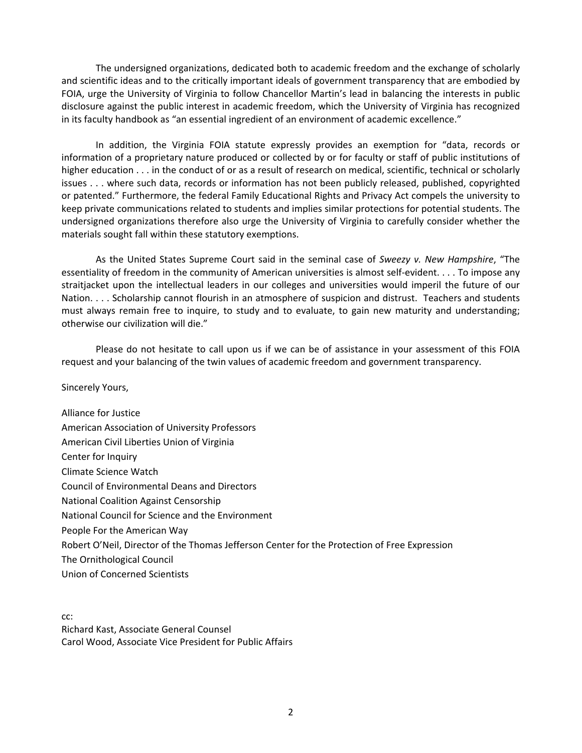The undersigned organizations, dedicated both to academic freedom and the exchange of scholarly and scientific ideas and to the critically important ideals of government transparency that are embodied by FOIA, urge the University of Virginia to follow Chancellor Martin's lead in balancing the interests in public disclosure against the public interest in academic freedom, which the University of Virginia has recognized in its faculty handbook as "an essential ingredient of an environment of academic excellence."

In addition, the Virginia FOIA statute expressly provides an exemption for "data, records or information of a proprietary nature produced or collected by or for faculty or staff of public institutions of higher education . . . in the conduct of or as a result of research on medical, scientific, technical or scholarly issues . . . where such data, records or information has not been publicly released, published, copyrighted or patented." Furthermore, the federal Family Educational Rights and Privacy Act compels the university to keep private communications related to students and implies similar protections for potential students. The undersigned organizations therefore also urge the University of Virginia to carefully consider whether the materials sought fall within these statutory exemptions.

As the United States Supreme Court said in the seminal case of *Sweezy v. New Hampshire*, "The essentiality of freedom in the community of American universities is almost self-evident. . . . To impose any straitjacket upon the intellectual leaders in our colleges and universities would imperil the future of our Nation. . . . Scholarship cannot flourish in an atmosphere of suspicion and distrust. Teachers and students must always remain free to inquire, to study and to evaluate, to gain new maturity and understanding; otherwise our civilization will die."

Please do not hesitate to call upon us if we can be of assistance in your assessment of this FOIA request and your balancing of the twin values of academic freedom and government transparency.

Sincerely Yours,

Alliance for Justice
American Association of University Professors
American Civil Liberties Union of Virginia
Center for Inquiry
Climate Science Watch
Council of Environmental Deans and Directors
National Coalition Against Censorship
National Council for Science and the Environment
People For the American Way
Robert O'Neil, Director of the Thomas Jefferson Center for the Protection of Free Expression
The Ornithological Council
Union of Concerned Scientists

cc:
Richard Kast, Associate General Counsel
Carol Wood, Associate Vice President for Public Affairs